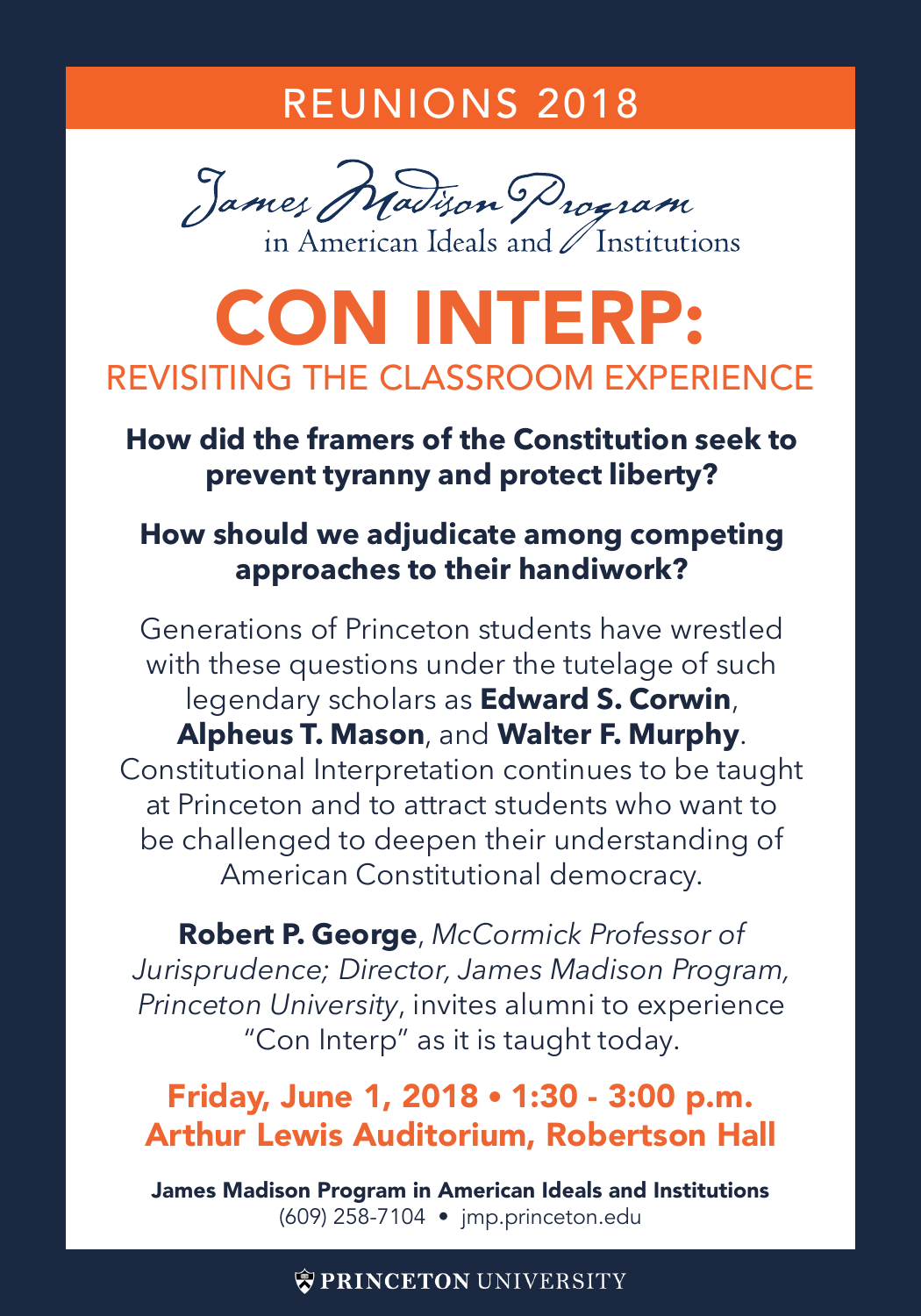REUNIONS 2018

James Madison Program
in American Ideals and Institutions

# CON INTERP:

## REVISITING THE CLASSROOM EXPERIENCE

**How did the framers of the Constitution seek to prevent tyranny and protect liberty?**

**How should we adjudicate among competing approaches to their handiwork?**

Generations of Princeton students have wrestled with these questions under the tutelage of such legendary scholars as **Edward S. Corwin**, **Alpheus T. Mason**, and **Walter F. Murphy**. Constitutional Interpretation continues to be taught at Princeton and to attract students who want to be challenged to deepen their understanding of American Constitutional democracy.

**Robert P. George**, *McCormick Professor of Jurisprudence; Director, James Madison Program, Princeton University*, invites alumni to experience "Con Interp" as it is taught today.

**Friday, June 1, 2018 • 1:30 - 3:00 p.m.**
**Arthur Lewis Auditorium, Robertson Hall**

**James Madison Program in American Ideals and Institutions**
(609) 258-7104 • jmp.princeton.edu

PRINCETON UNIVERSITY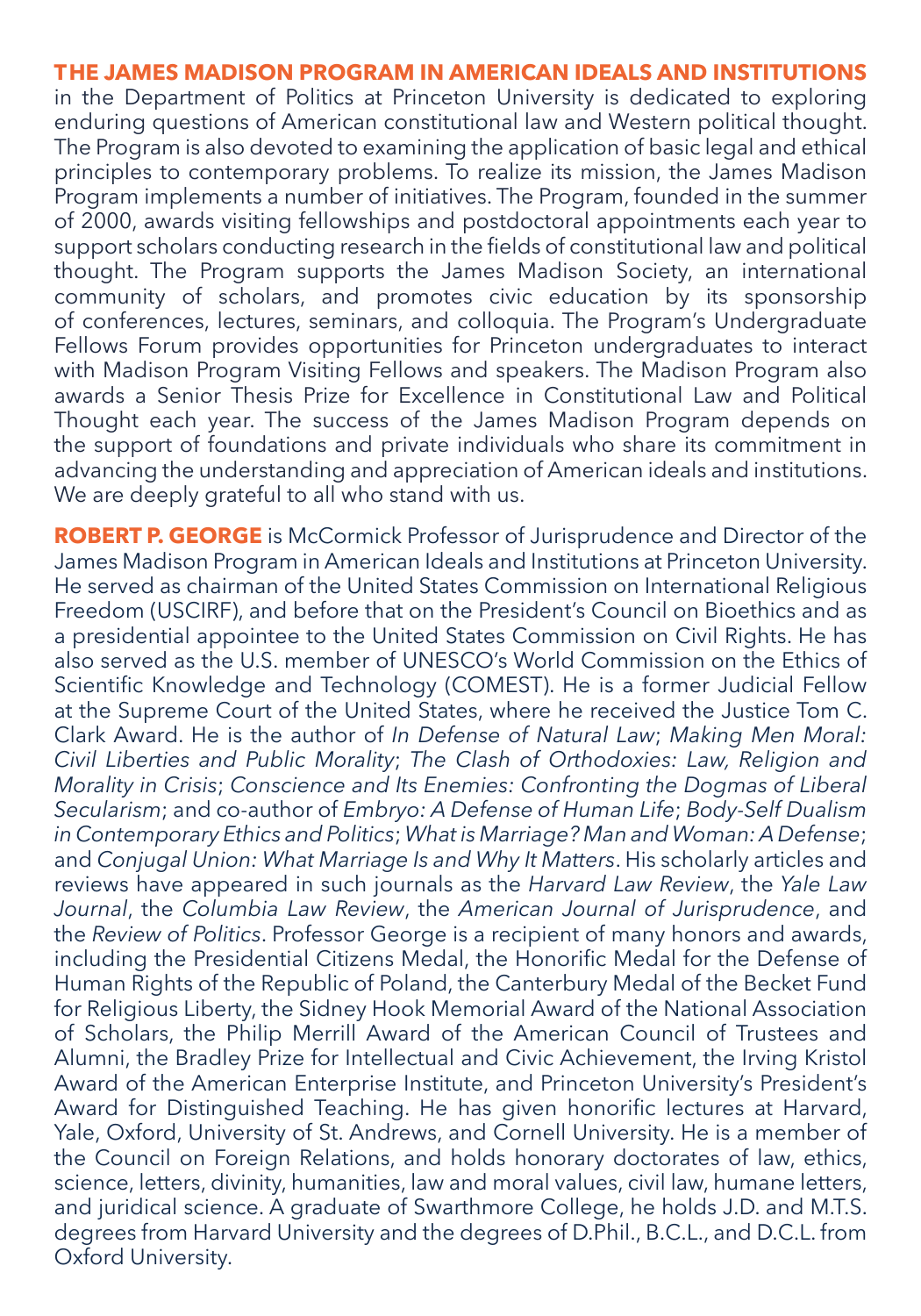**THE JAMES MADISON PROGRAM IN AMERICAN IDEALS AND INSTITUTIONS** in the Department of Politics at Princeton University is dedicated to exploring enduring questions of American constitutional law and Western political thought. The Program is also devoted to examining the application of basic legal and ethical principles to contemporary problems. To realize its mission, the James Madison Program implements a number of initiatives. The Program, founded in the summer of 2000, awards visiting fellowships and postdoctoral appointments each year to support scholars conducting research in the fields of constitutional law and political thought. The Program supports the James Madison Society, an international community of scholars, and promotes civic education by its sponsorship of conferences, lectures, seminars, and colloquia. The Program's Undergraduate Fellows Forum provides opportunities for Princeton undergraduates to interact with Madison Program Visiting Fellows and speakers. The Madison Program also awards a Senior Thesis Prize for Excellence in Constitutional Law and Political Thought each year. The success of the James Madison Program depends on the support of foundations and private individuals who share its commitment in advancing the understanding and appreciation of American ideals and institutions. We are deeply grateful to all who stand with us.

**ROBERT P. GEORGE** is McCormick Professor of Jurisprudence and Director of the James Madison Program in American Ideals and Institutions at Princeton University. He served as chairman of the United States Commission on International Religious Freedom (USCIRF), and before that on the President's Council on Bioethics and as a presidential appointee to the United States Commission on Civil Rights. He has also served as the U.S. member of UNESCO's World Commission on the Ethics of Scientific Knowledge and Technology (COMEST). He is a former Judicial Fellow at the Supreme Court of the United States, where he received the Justice Tom C. Clark Award. He is the author of *In Defense of Natural Law*; *Making Men Moral: Civil Liberties and Public Morality*; *The Clash of Orthodoxies: Law, Religion and Morality in Crisis*; *Conscience and Its Enemies: Confronting the Dogmas of Liberal Secularism*; and co-author of *Embryo: A Defense of Human Life*; *Body-Self Dualism in Contemporary Ethics and Politics*; *What is Marriage? Man and Woman: A Defense*; and *Conjugal Union: What Marriage Is and Why It Matters*. His scholarly articles and reviews have appeared in such journals as the *Harvard Law Review*, the *Yale Law Journal*, the *Columbia Law Review*, the *American Journal of Jurisprudence*, and the *Review of Politics*. Professor George is a recipient of many honors and awards, including the Presidential Citizens Medal, the Honorific Medal for the Defense of Human Rights of the Republic of Poland, the Canterbury Medal of the Becket Fund for Religious Liberty, the Sidney Hook Memorial Award of the National Association of Scholars, the Philip Merrill Award of the American Council of Trustees and Alumni, the Bradley Prize for Intellectual and Civic Achievement, the Irving Kristol Award of the American Enterprise Institute, and Princeton University's President's Award for Distinguished Teaching. He has given honorific lectures at Harvard, Yale, Oxford, University of St. Andrews, and Cornell University. He is a member of the Council on Foreign Relations, and holds honorary doctorates of law, ethics, science, letters, divinity, humanities, law and moral values, civil law, humane letters, and juridical science. A graduate of Swarthmore College, he holds J.D. and M.T.S. degrees from Harvard University and the degrees of D.Phil., B.C.L., and D.C.L. from Oxford University.